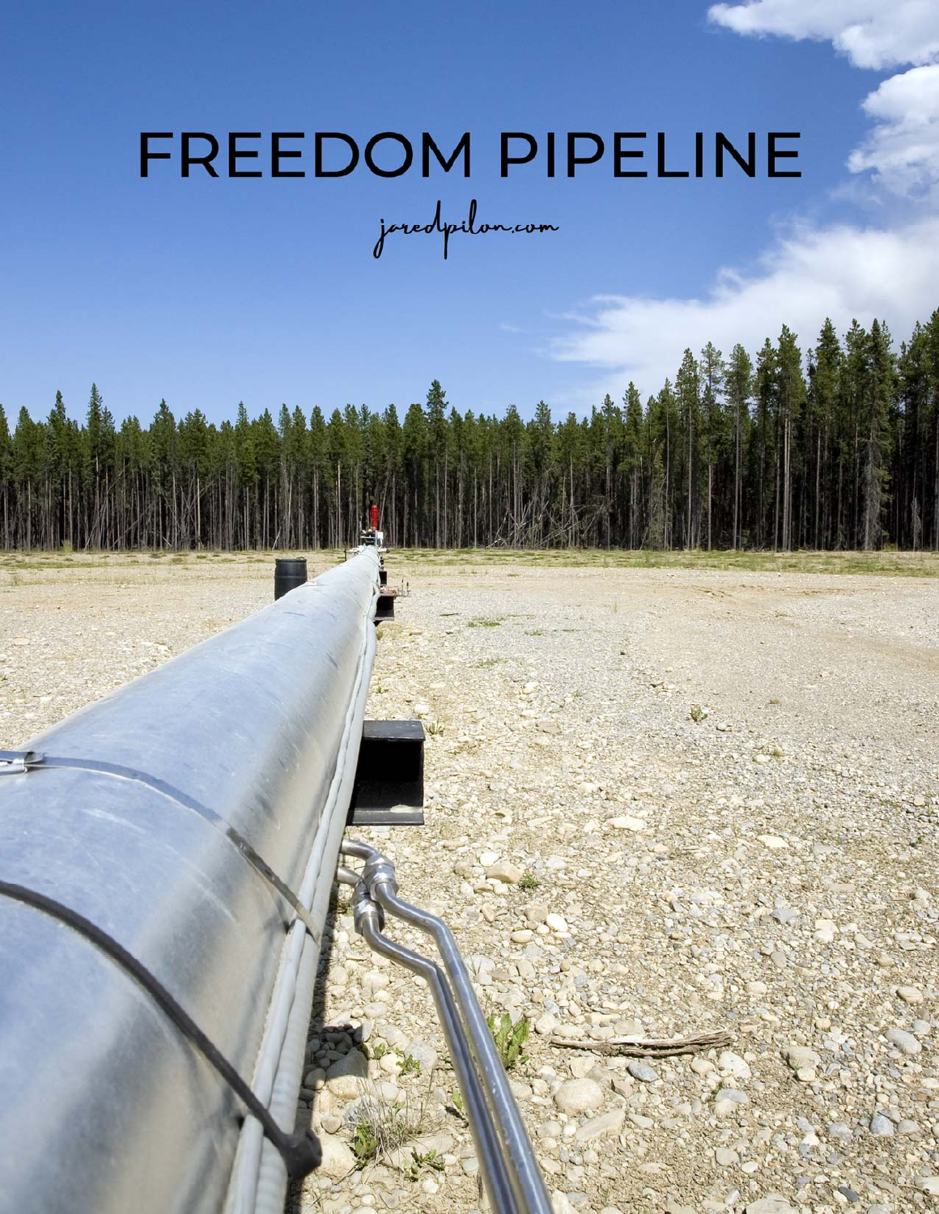# FREEDOM PIPELINE

jaredpilon.com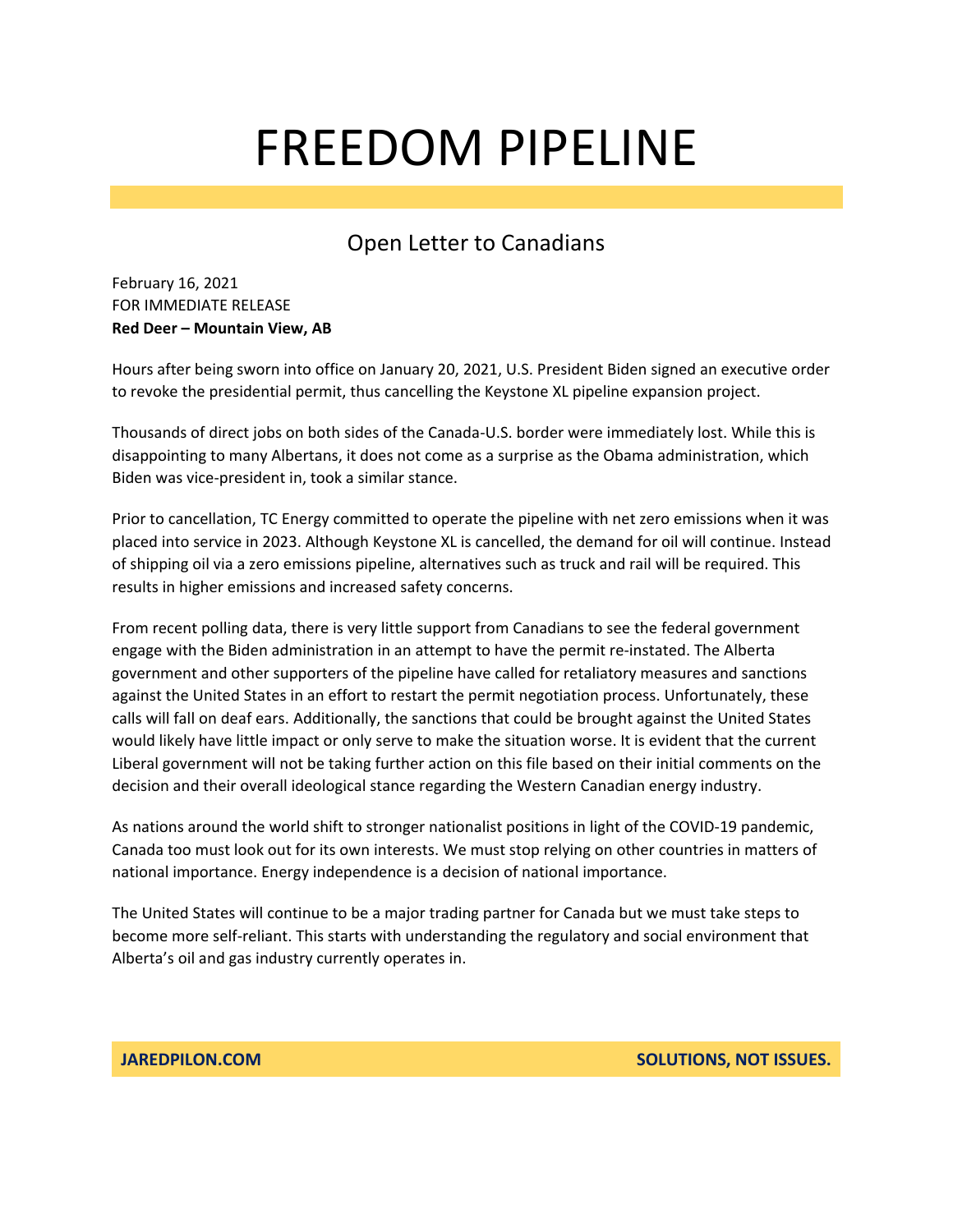# FREEDOM PIPELINE

## Open Letter to Canadians

February 16, 2021
FOR IMMEDIATE RELEASE
**Red Deer – Mountain View, AB**

Hours after being sworn into office on January 20, 2021, U.S. President Biden signed an executive order to revoke the presidential permit, thus cancelling the Keystone XL pipeline expansion project.

Thousands of direct jobs on both sides of the Canada-U.S. border were immediately lost. While this is disappointing to many Albertans, it does not come as a surprise as the Obama administration, which Biden was vice-president in, took a similar stance.

Prior to cancellation, TC Energy committed to operate the pipeline with net zero emissions when it was placed into service in 2023. Although Keystone XL is cancelled, the demand for oil will continue. Instead of shipping oil via a zero emissions pipeline, alternatives such as truck and rail will be required. This results in higher emissions and increased safety concerns.

From recent polling data, there is very little support from Canadians to see the federal government engage with the Biden administration in an attempt to have the permit re-instated. The Alberta government and other supporters of the pipeline have called for retaliatory measures and sanctions against the United States in an effort to restart the permit negotiation process. Unfortunately, these calls will fall on deaf ears. Additionally, the sanctions that could be brought against the United States would likely have little impact or only serve to make the situation worse. It is evident that the current Liberal government will not be taking further action on this file based on their initial comments on the decision and their overall ideological stance regarding the Western Canadian energy industry.

As nations around the world shift to stronger nationalist positions in light of the COVID-19 pandemic, Canada too must look out for its own interests. We must stop relying on other countries in matters of national importance. Energy independence is a decision of national importance.

The United States will continue to be a major trading partner for Canada but we must take steps to become more self-reliant. This starts with understanding the regulatory and social environment that Alberta's oil and gas industry currently operates in.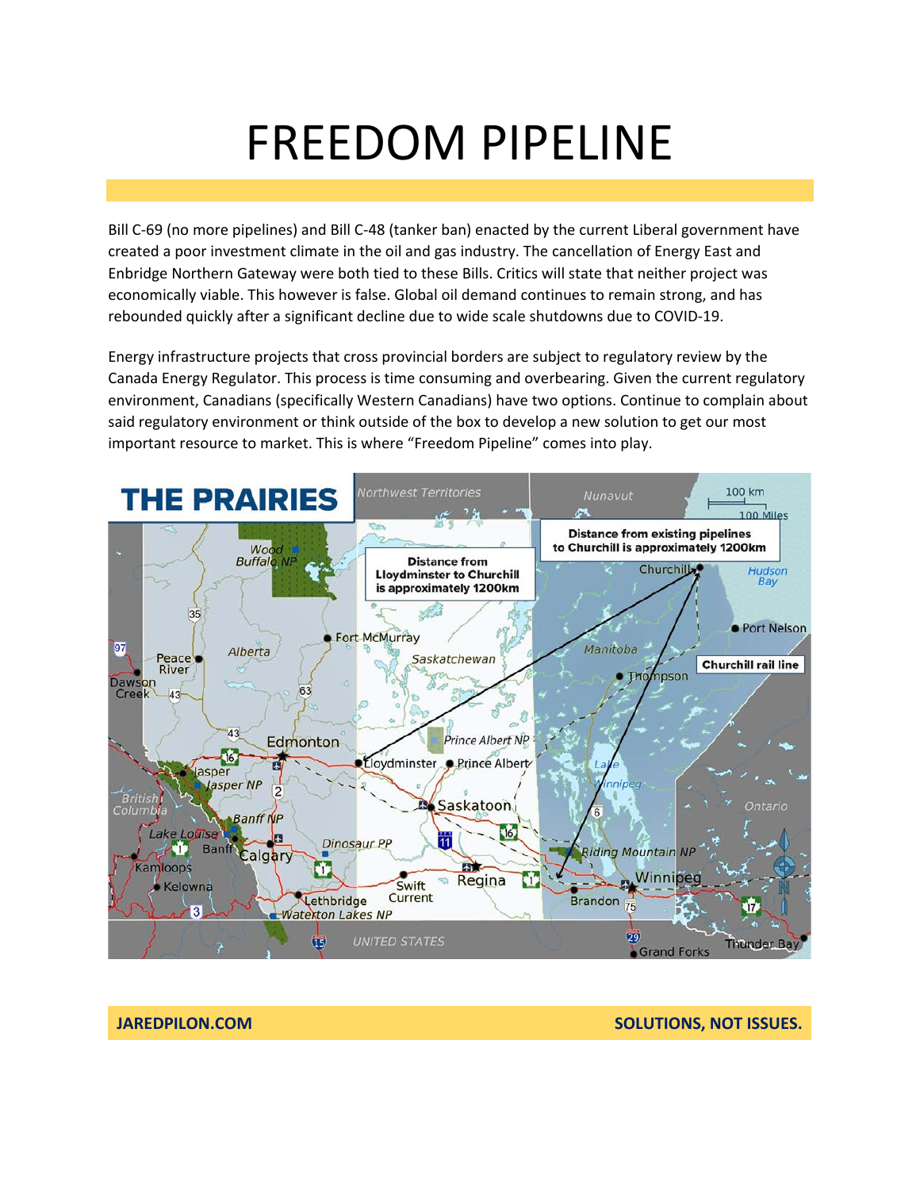# FREEDOM PIPELINE

Bill C-69 (no more pipelines) and Bill C-48 (tanker ban) enacted by the current Liberal government have created a poor investment climate in the oil and gas industry. The cancellation of Energy East and Enbridge Northern Gateway were both tied to these Bills. Critics will state that neither project was economically viable. This however is false. Global oil demand continues to remain strong, and has rebounded quickly after a significant decline due to wide scale shutdowns due to COVID-19.

Energy infrastructure projects that cross provincial borders are subject to regulatory review by the Canada Energy Regulator. This process is time consuming and overbearing. Given the current regulatory environment, Canadians (specifically Western Canadians) have two options. Continue to complain about said regulatory environment or think outside of the box to develop a new solution to get our most important resource to market. This is where "Freedom Pipeline" comes into play.

**THE PRAIRIES**

**Distance from Lloydminster to Churchill is approximately 1200km**

**Distance from existing pipelines to Churchill is approximately 1200km**

**Churchill rail line**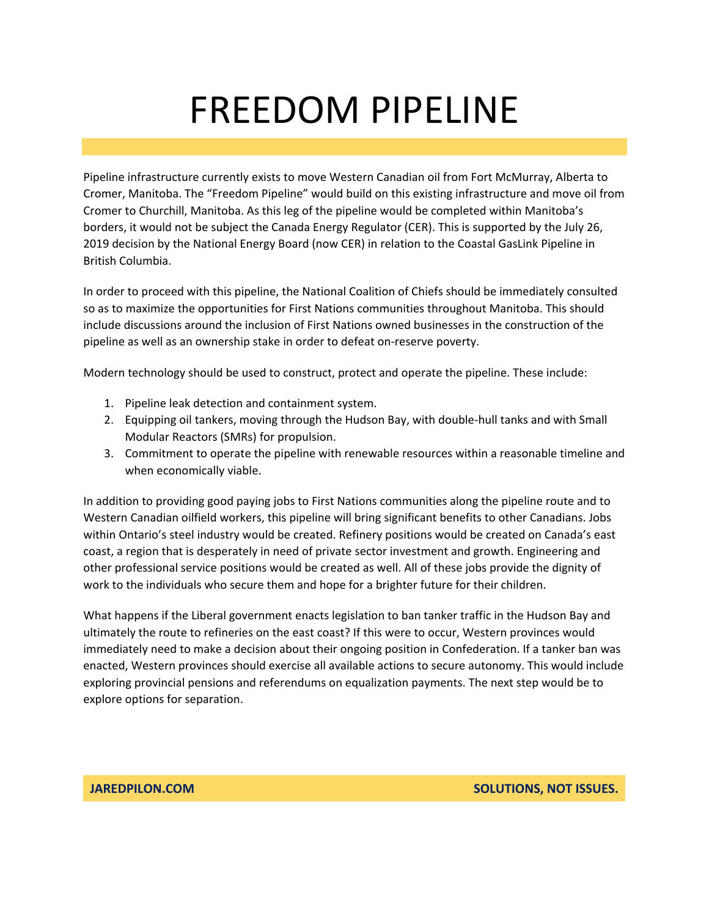# FREEDOM PIPELINE

Pipeline infrastructure currently exists to move Western Canadian oil from Fort McMurray, Alberta to Cromer, Manitoba. The "Freedom Pipeline" would build on this existing infrastructure and move oil from Cromer to Churchill, Manitoba. As this leg of the pipeline would be completed within Manitoba's borders, it would not be subject the Canada Energy Regulator (CER). This is supported by the July 26, 2019 decision by the National Energy Board (now CER) in relation to the Coastal GasLink Pipeline in British Columbia.

In order to proceed with this pipeline, the National Coalition of Chiefs should be immediately consulted so as to maximize the opportunities for First Nations communities throughout Manitoba. This should include discussions around the inclusion of First Nations owned businesses in the construction of the pipeline as well as an ownership stake in order to defeat on-reserve poverty.

Modern technology should be used to construct, protect and operate the pipeline. These include:

1. Pipeline leak detection and containment system.
2. Equipping oil tankers, moving through the Hudson Bay, with double-hull tanks and with Small Modular Reactors (SMRs) for propulsion.
3. Commitment to operate the pipeline with renewable resources within a reasonable timeline and when economically viable.

In addition to providing good paying jobs to First Nations communities along the pipeline route and to Western Canadian oilfield workers, this pipeline will bring significant benefits to other Canadians. Jobs within Ontario's steel industry would be created. Refinery positions would be created on Canada's east coast, a region that is desperately in need of private sector investment and growth. Engineering and other professional service positions would be created as well. All of these jobs provide the dignity of work to the individuals who secure them and hope for a brighter future for their children.

What happens if the Liberal government enacts legislation to ban tanker traffic in the Hudson Bay and ultimately the route to refineries on the east coast? If this were to occur, Western provinces would immediately need to make a decision about their ongoing position in Confederation. If a tanker ban was enacted, Western provinces should exercise all available actions to secure autonomy. This would include exploring provincial pensions and referendums on equalization payments. The next step would be to explore options for separation.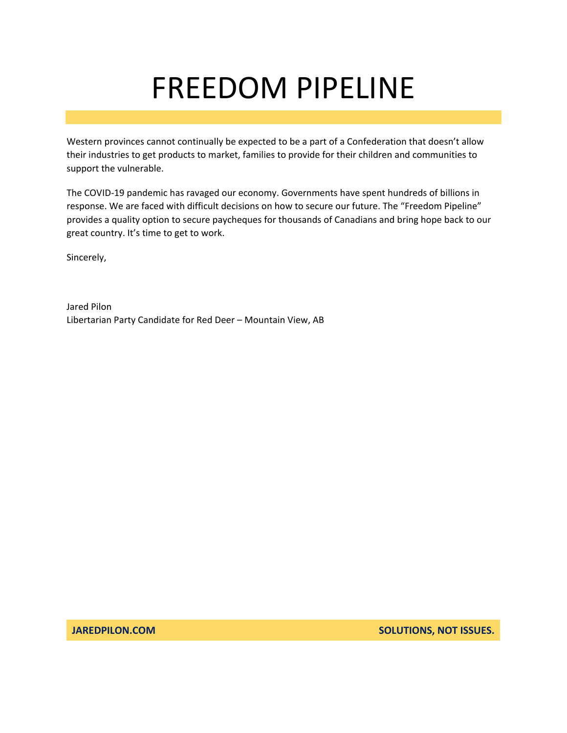# FREEDOM PIPELINE

Western provinces cannot continually be expected to be a part of a Confederation that doesn't allow their industries to get products to market, families to provide for their children and communities to support the vulnerable.

The COVID-19 pandemic has ravaged our economy. Governments have spent hundreds of billions in response. We are faced with difficult decisions on how to secure our future. The "Freedom Pipeline" provides a quality option to secure paycheques for thousands of Canadians and bring hope back to our great country. It's time to get to work.

Sincerely,

Jared Pilon
Libertarian Party Candidate for Red Deer – Mountain View, AB